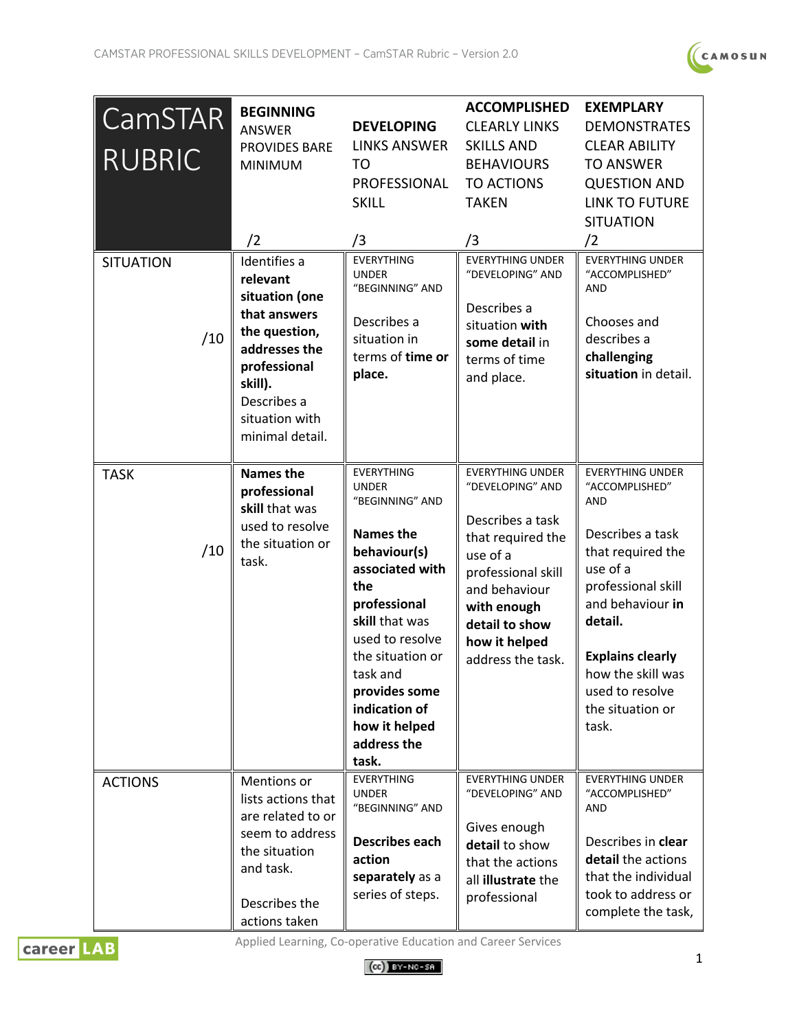| CamSTAR RUBRIC | **BEGINNING** ANSWER PROVIDES BARE MINIMUM /2 | **DEVELOPING** LINKS ANSWER TO PROFESSIONAL SKILL /3 | **ACCOMPLISHED** CLEARLY LINKS SKILLS AND BEHAVIOURS TO ACTIONS TAKEN /3 | **EXEMPLARY** DEMONSTRATES CLEAR ABILITY TO ANSWER QUESTION AND LINK TO FUTURE SITUATION /2 |
|---|---|---|---|---|
| SITUATION /10 | Identifies a **relevant situation (one that answers the question, addresses the professional skill).** Describes a situation with minimal detail. | EVERYTHING UNDER "BEGINNING" AND Describes a situation in terms of **time or place.** | EVERYTHING UNDER "DEVELOPING" AND Describes a situation **with some detail** in terms of time and place. | EVERYTHING UNDER "ACCOMPLISHED" AND Chooses and describes a **challenging situation** in detail. |
| TASK /10 | **Names the professional skill** that was used to resolve the situation or task. | EVERYTHING UNDER "BEGINNING" AND **Names the behaviour(s) associated with the professional skill** that was used to resolve the situation or task and **provides some indication of how it helped address the task.** | EVERYTHING UNDER "DEVELOPING" AND Describes a task that required the use of a professional skill and behaviour **with enough detail to show how it helped** address the task. | EVERYTHING UNDER "ACCOMPLISHED" AND Describes a task that required the use of a professional skill and behaviour **in detail.** **Explains clearly** how the skill was used to resolve the situation or task. |
| ACTIONS | Mentions or lists actions that are related to or seem to address the situation and task. Describes the actions taken | EVERYTHING UNDER "BEGINNING" AND **Describes each action separately** as a series of steps. | EVERYTHING UNDER "DEVELOPING" AND Gives enough **detail** to show that the actions all **illustrate** the professional | EVERYTHING UNDER "ACCOMPLISHED" AND Describes in **clear detail** the actions that the individual took to address or complete the task, |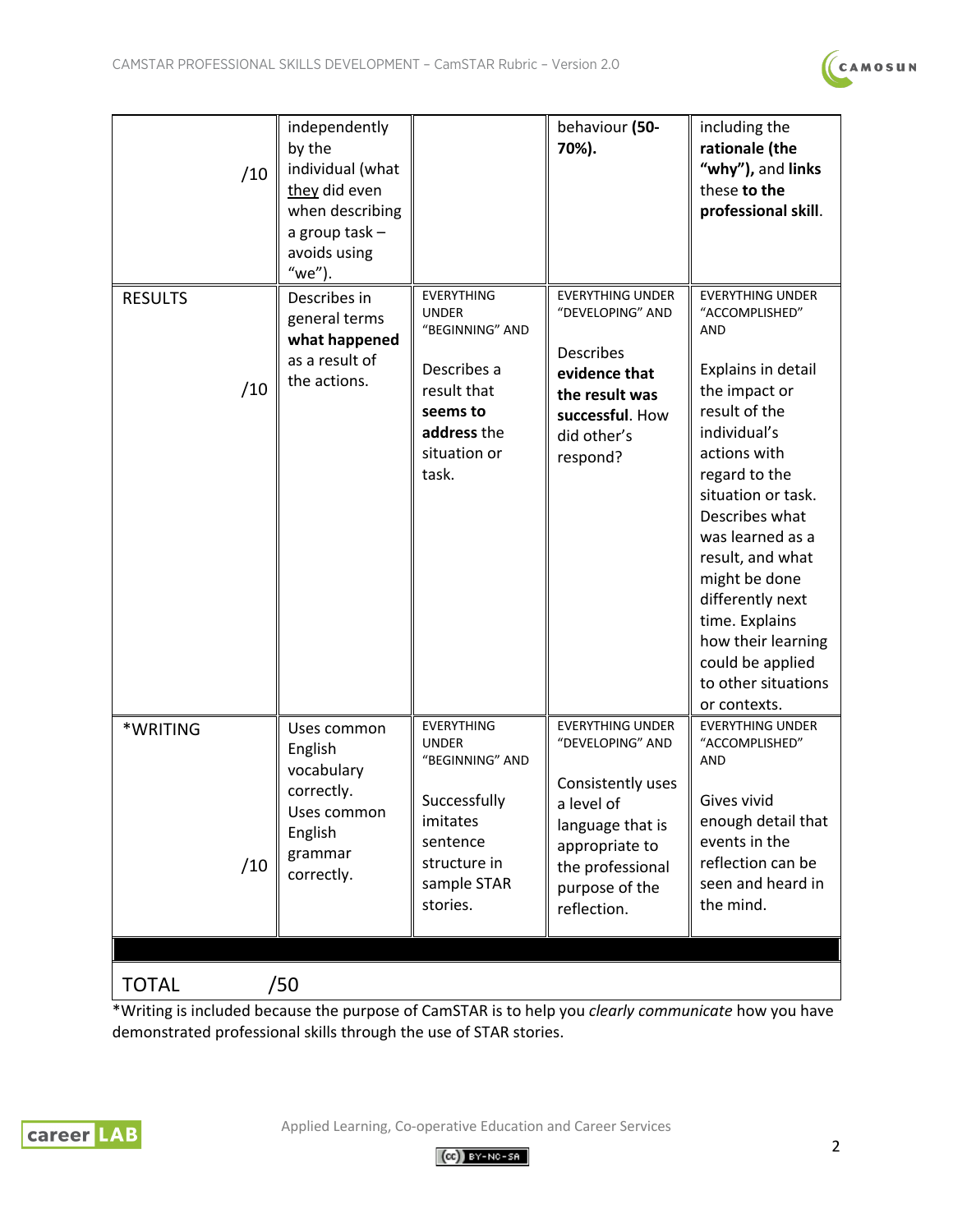| | | | | |
|---|---|---|---|---|
| /10 | independently by the individual (what they did even when describing a group task – avoids using “we”). | | behaviour **(50-70%).** | including the **rationale (the “why”),** and **links** these **to the professional skill**. |
| RESULTS /10 | Describes in general terms **what happened** as a result of the actions. | EVERYTHING UNDER “BEGINNING” AND Describes a result that **seems to address** the situation or task. | EVERYTHING UNDER “DEVELOPING” AND Describes **evidence that the result was successful**. How did other’s respond? | EVERYTHING UNDER “ACCOMPLISHED” AND Explains in detail the impact or result of the individual’s actions with regard to the situation or task. Describes what was learned as a result, and what might be done differently next time. Explains how their learning could be applied to other situations or contexts. |
| *WRITING /10 | Uses common English vocabulary correctly. Uses common English grammar correctly. | EVERYTHING UNDER “BEGINNING” AND Successfully imitates sentence structure in sample STAR stories. | EVERYTHING UNDER “DEVELOPING” AND Consistently uses a level of language that is appropriate to the professional purpose of the reflection. | EVERYTHING UNDER “ACCOMPLISHED” AND Gives vivid enough detail that events in the reflection can be seen and heard in the mind. |
| | | | | |
| TOTAL | /50 | | | |

*Writing is included because the purpose of CamSTAR is to help you *clearly communicate* how you have demonstrated professional skills through the use of STAR stories.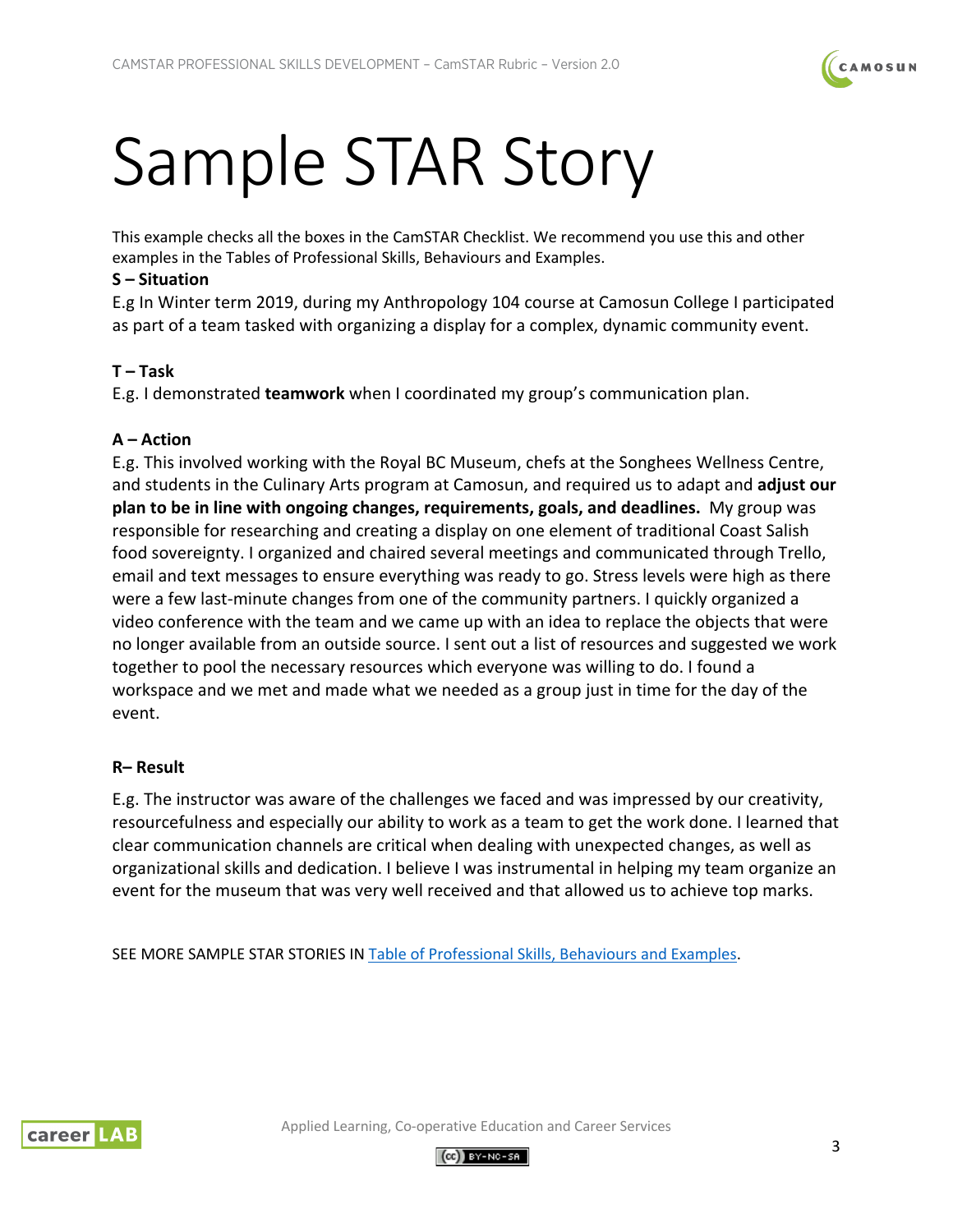# Sample STAR Story

This example checks all the boxes in the CamSTAR Checklist. We recommend you use this and other examples in the Tables of Professional Skills, Behaviours and Examples.

**S – Situation**

E.g In Winter term 2019, during my Anthropology 104 course at Camosun College I participated as part of a team tasked with organizing a display for a complex, dynamic community event.

**T – Task**

E.g. I demonstrated **teamwork** when I coordinated my group's communication plan.

**A – Action**

E.g. This involved working with the Royal BC Museum, chefs at the Songhees Wellness Centre, and students in the Culinary Arts program at Camosun, and required us to adapt and **adjust our plan to be in line with ongoing changes, requirements, goals, and deadlines.** My group was responsible for researching and creating a display on one element of traditional Coast Salish food sovereignty. I organized and chaired several meetings and communicated through Trello, email and text messages to ensure everything was ready to go. Stress levels were high as there were a few last-minute changes from one of the community partners. I quickly organized a video conference with the team and we came up with an idea to replace the objects that were no longer available from an outside source. I sent out a list of resources and suggested we work together to pool the necessary resources which everyone was willing to do. I found a workspace and we met and made what we needed as a group just in time for the day of the event.

**R– Result**

E.g. The instructor was aware of the challenges we faced and was impressed by our creativity, resourcefulness and especially our ability to work as a team to get the work done. I learned that clear communication channels are critical when dealing with unexpected changes, as well as organizational skills and dedication. I believe I was instrumental in helping my team organize an event for the museum that was very well received and that allowed us to achieve top marks.

SEE MORE SAMPLE STAR STORIES IN Table of Professional Skills, Behaviours and Examples.